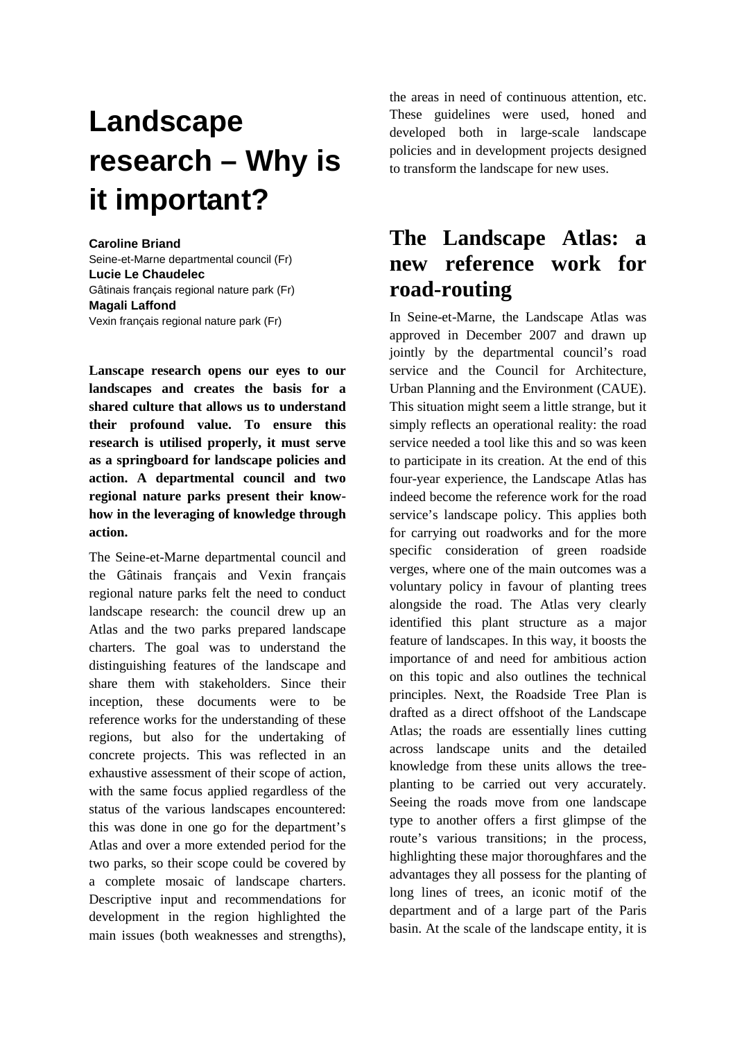# Landscape research – Why is it important?

**Caroline Briand**
Seine-et-Marne departmental council (Fr)
**Lucie Le Chaudelec**
Gâtinais français regional nature park (Fr)
**Magali Laffond**
Vexin français regional nature park (Fr)

**Lanscape research opens our eyes to our landscapes and creates the basis for a shared culture that allows us to understand their profound value. To ensure this research is utilised properly, it must serve as a springboard for landscape policies and action. A departmental council and two regional nature parks present their know-how in the leveraging of knowledge through action.**

The Seine-et-Marne departmental council and the Gâtinais français and Vexin français regional nature parks felt the need to conduct landscape research: the council drew up an Atlas and the two parks prepared landscape charters. The goal was to understand the distinguishing features of the landscape and share them with stakeholders. Since their inception, these documents were to be reference works for the understanding of these regions, but also for the undertaking of concrete projects. This was reflected in an exhaustive assessment of their scope of action, with the same focus applied regardless of the status of the various landscapes encountered: this was done in one go for the department's Atlas and over a more extended period for the two parks, so their scope could be covered by a complete mosaic of landscape charters. Descriptive input and recommendations for development in the region highlighted the main issues (both weaknesses and strengths), the areas in need of continuous attention, etc. These guidelines were used, honed and developed both in large-scale landscape policies and in development projects designed to transform the landscape for new uses.

## The Landscape Atlas: a new reference work for road-routing

In Seine-et-Marne, the Landscape Atlas was approved in December 2007 and drawn up jointly by the departmental council's road service and the Council for Architecture, Urban Planning and the Environment (CAUE). This situation might seem a little strange, but it simply reflects an operational reality: the road service needed a tool like this and so was keen to participate in its creation. At the end of this four-year experience, the Landscape Atlas has indeed become the reference work for the road service's landscape policy. This applies both for carrying out roadworks and for the more specific consideration of green roadside verges, where one of the main outcomes was a voluntary policy in favour of planting trees alongside the road. The Atlas very clearly identified this plant structure as a major feature of landscapes. In this way, it boosts the importance of and need for ambitious action on this topic and also outlines the technical principles. Next, the Roadside Tree Plan is drafted as a direct offshoot of the Landscape Atlas; the roads are essentially lines cutting across landscape units and the detailed knowledge from these units allows the tree-planting to be carried out very accurately. Seeing the roads move from one landscape type to another offers a first glimpse of the route's various transitions; in the process, highlighting these major thoroughfares and the advantages they all possess for the planting of long lines of trees, an iconic motif of the department and of a large part of the Paris basin. At the scale of the landscape entity, it is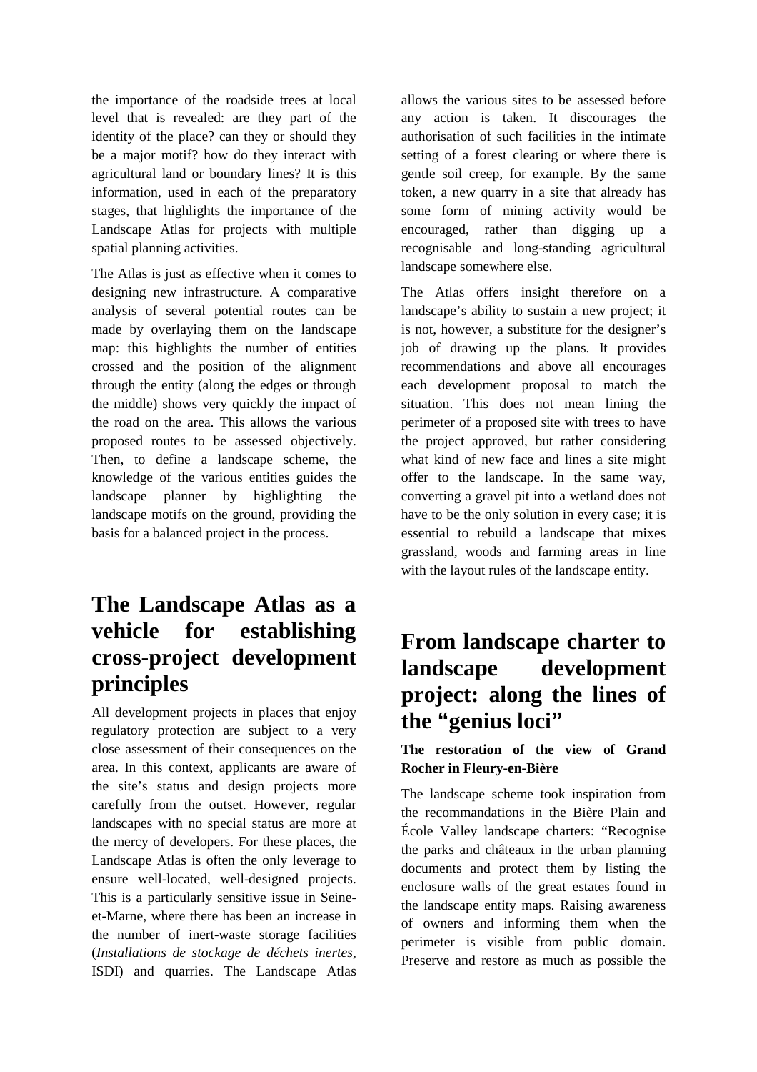the importance of the roadside trees at local level that is revealed: are they part of the identity of the place? can they or should they be a major motif? how do they interact with agricultural land or boundary lines? It is this information, used in each of the preparatory stages, that highlights the importance of the Landscape Atlas for projects with multiple spatial planning activities.

The Atlas is just as effective when it comes to designing new infrastructure. A comparative analysis of several potential routes can be made by overlaying them on the landscape map: this highlights the number of entities crossed and the position of the alignment through the entity (along the edges or through the middle) shows very quickly the impact of the road on the area. This allows the various proposed routes to be assessed objectively. Then, to define a landscape scheme, the knowledge of the various entities guides the landscape planner by highlighting the landscape motifs on the ground, providing the basis for a balanced project in the process.

## The Landscape Atlas as a vehicle for establishing cross-project development principles

All development projects in places that enjoy regulatory protection are subject to a very close assessment of their consequences on the area. In this context, applicants are aware of the site's status and design projects more carefully from the outset. However, regular landscapes with no special status are more at the mercy of developers. For these places, the Landscape Atlas is often the only leverage to ensure well-located, well-designed projects. This is a particularly sensitive issue in Seine-et-Marne, where there has been an increase in the number of inert-waste storage facilities (*Installations de stockage de déchets inertes*, ISDI) and quarries. The Landscape Atlas allows the various sites to be assessed before any action is taken. It discourages the authorisation of such facilities in the intimate setting of a forest clearing or where there is gentle soil creep, for example. By the same token, a new quarry in a site that already has some form of mining activity would be encouraged, rather than digging up a recognisable and long-standing agricultural landscape somewhere else.

The Atlas offers insight therefore on a landscape's ability to sustain a new project; it is not, however, a substitute for the designer's job of drawing up the plans. It provides recommendations and above all encourages each development proposal to match the situation. This does not mean lining the perimeter of a proposed site with trees to have the project approved, but rather considering what kind of new face and lines a site might offer to the landscape. In the same way, converting a gravel pit into a wetland does not have to be the only solution in every case; it is essential to rebuild a landscape that mixes grassland, woods and farming areas in line with the layout rules of the landscape entity.

## From landscape charter to landscape development project: along the lines of the "genius loci"

**The restoration of the view of Grand Rocher in Fleury-en-Bière**

The landscape scheme took inspiration from the recommandations in the Bière Plain and École Valley landscape charters: "Recognise the parks and châteaux in the urban planning documents and protect them by listing the enclosure walls of the great estates found in the landscape entity maps. Raising awareness of owners and informing them when the perimeter is visible from public domain. Preserve and restore as much as possible the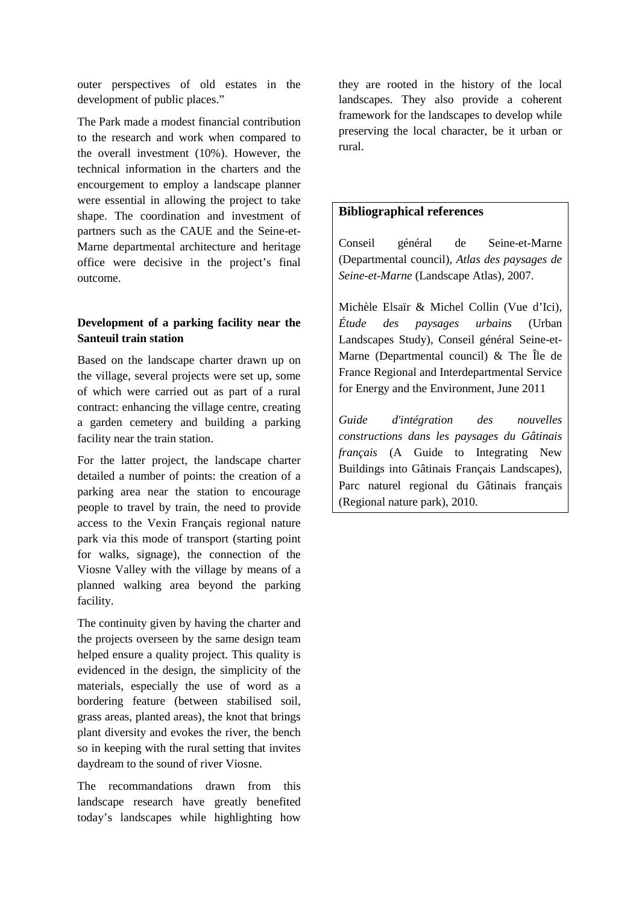outer perspectives of old estates in the development of public places."

The Park made a modest financial contribution to the research and work when compared to the overall investment (10%). However, the technical information in the charters and the encourgement to employ a landscape planner were essential in allowing the project to take shape. The coordination and investment of partners such as the CAUE and the Seine-et-Marne departmental architecture and heritage office were decisive in the project's final outcome.

**Development of a parking facility near the Santeuil train station**

Based on the landscape charter drawn up on the village, several projects were set up, some of which were carried out as part of a rural contract: enhancing the village centre, creating a garden cemetery and building a parking facility near the train station.

For the latter project, the landscape charter detailed a number of points: the creation of a parking area near the station to encourage people to travel by train, the need to provide access to the Vexin Français regional nature park via this mode of transport (starting point for walks, signage), the connection of the Viosne Valley with the village by means of a planned walking area beyond the parking facility.

The continuity given by having the charter and the projects overseen by the same design team helped ensure a quality project. This quality is evidenced in the design, the simplicity of the materials, especially the use of word as a bordering feature (between stabilised soil, grass areas, planted areas), the knot that brings plant diversity and evokes the river, the bench so in keeping with the rural setting that invites daydream to the sound of river Viosne.

The recommandations drawn from this landscape research have greatly benefited today's landscapes while highlighting how they are rooted in the history of the local landscapes. They also provide a coherent framework for the landscapes to develop while preserving the local character, be it urban or rural.

**Bibliographical references**

Conseil général de Seine-et-Marne (Departmental council), *Atlas des paysages de Seine-et-Marne* (Landscape Atlas), 2007.

Michèle Elsaïr & Michel Collin (Vue d'Ici), *Étude des paysages urbains* (Urban Landscapes Study), Conseil général Seine-et-Marne (Departmental council) & The Île de France Regional and Interdepartmental Service for Energy and the Environment, June 2011

*Guide d'intégration des nouvelles constructions dans les paysages du Gâtinais français* (A Guide to Integrating New Buildings into Gâtinais Français Landscapes), Parc naturel regional du Gâtinais français (Regional nature park), 2010.